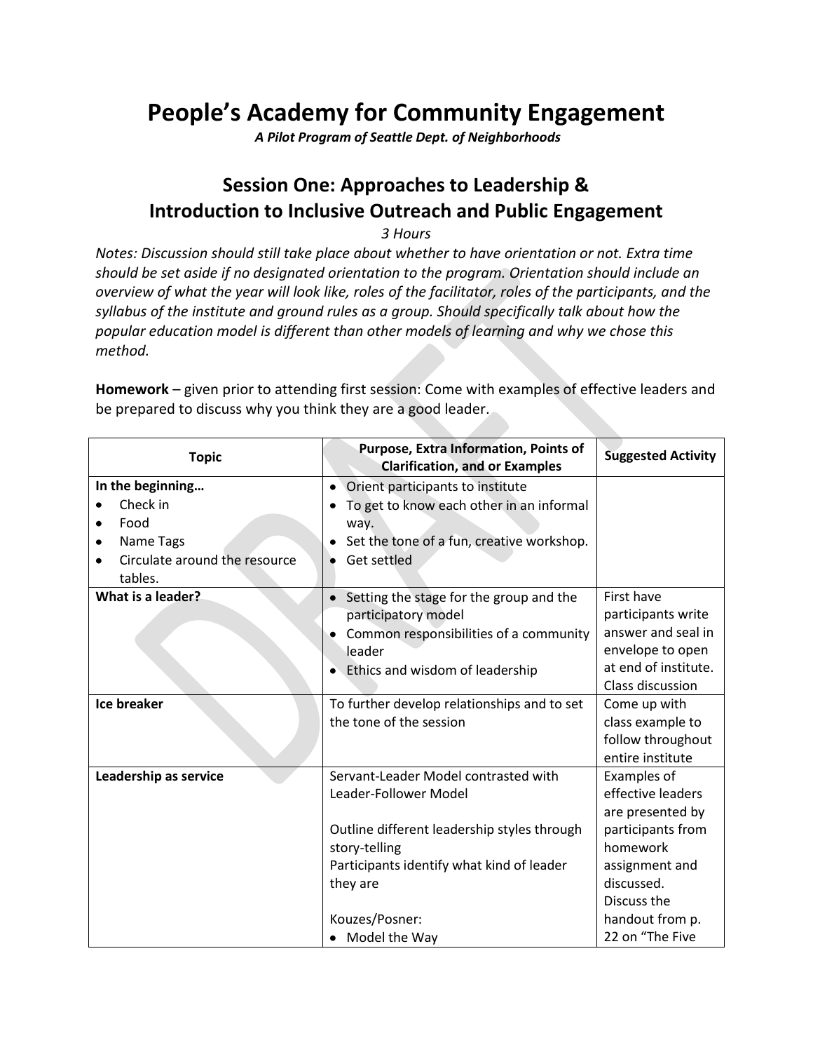# People's Academy for Community Engagement

***A Pilot Program of Seattle Dept. of Neighborhoods***

## Session One: Approaches to Leadership & Introduction to Inclusive Outreach and Public Engagement

*3 Hours*

*Notes: Discussion should still take place about whether to have orientation or not. Extra time should be set aside if no designated orientation to the program. Orientation should include an overview of what the year will look like, roles of the facilitator, roles of the participants, and the syllabus of the institute and ground rules as a group. Should specifically talk about how the popular education model is different than other models of learning and why we chose this method.*

**Homework** – given prior to attending first session: Come with examples of effective leaders and be prepared to discuss why you think they are a good leader.

| Topic | Purpose, Extra Information, Points of Clarification, and or Examples | Suggested Activity |
|---|---|---|
| **In the beginning…**<br>• Check in<br>• Food<br>• Name Tags<br>• Circulate around the resource tables. | • Orient participants to institute<br>• To get to know each other in an informal way.<br>• Set the tone of a fun, creative workshop.<br>• Get settled | |
| **What is a leader?** | • Setting the stage for the group and the participatory model<br>• Common responsibilities of a community leader<br>• Ethics and wisdom of leadership | First have participants write answer and seal in envelope to open at end of institute. Class discussion |
| **Ice breaker** | To further develop relationships and to set the tone of the session | Come up with class example to follow throughout entire institute |
| **Leadership as service** | Servant-Leader Model contrasted with Leader-Follower Model<br><br>Outline different leadership styles through story-telling<br>Participants identify what kind of leader they are<br><br>Kouzes/Posner:<br>• Model the Way | Examples of effective leaders are presented by participants from homework assignment and discussed.<br>Discuss the handout from p. 22 on "The Five |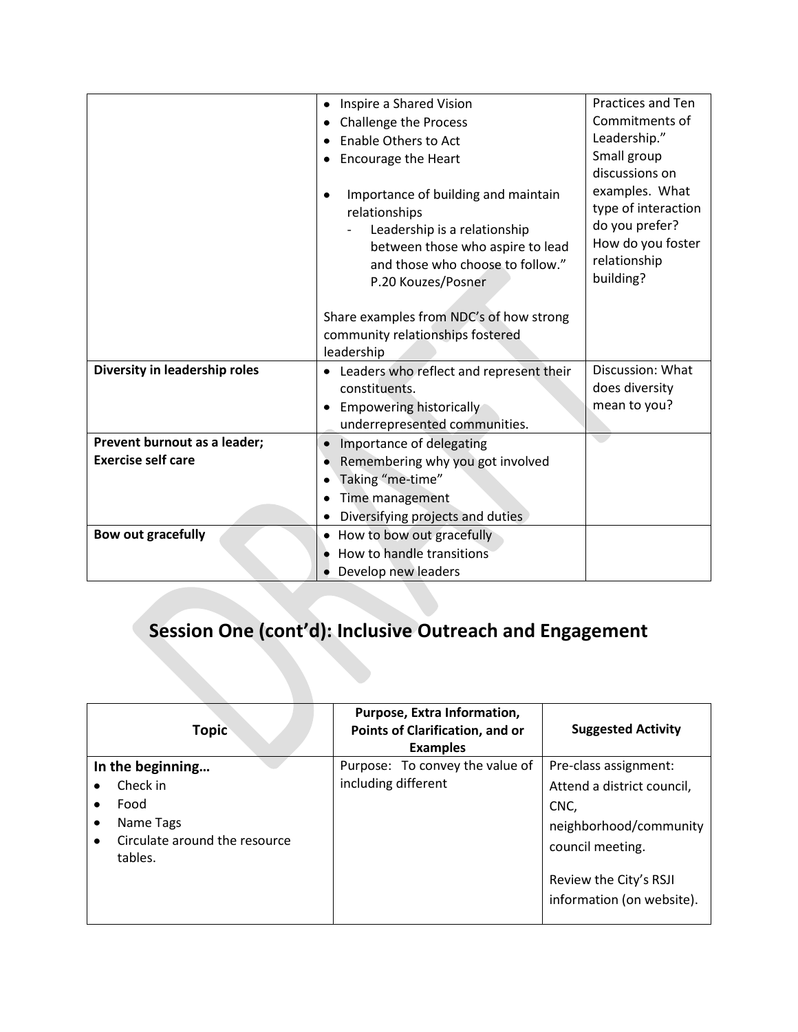| | | |
|---|---|---|
| | • Inspire a Shared Vision<br>• Challenge the Process<br>• Enable Others to Act<br>• Encourage the Heart<br><br>• Importance of building and maintain relationships<br>- Leadership is a relationship between those who aspire to lead and those who choose to follow." P.20 Kouzes/Posner<br><br>Share examples from NDC's of how strong community relationships fostered leadership | Practices and Ten Commitments of Leadership."<br>Small group discussions on examples. What type of interaction do you prefer? How do you foster relationship building? |
| **Diversity in leadership roles** | • Leaders who reflect and represent their constituents.<br>• Empowering historically underrepresented communities. | Discussion: What does diversity mean to you? |
| **Prevent burnout as a leader; Exercise self care** | • Importance of delegating<br>• Remembering why you got involved<br>• Taking "me-time"<br>• Time management<br>• Diversifying projects and duties | |
| **Bow out gracefully** | • How to bow out gracefully<br>• How to handle transitions<br>• Develop new leaders | |

# Session One (cont'd): Inclusive Outreach and Engagement

| Topic | Purpose, Extra Information, Points of Clarification, and or Examples | Suggested Activity |
|---|---|---|
| **In the beginning…**<br>• Check in<br>• Food<br>• Name Tags<br>• Circulate around the resource tables. | Purpose: To convey the value of including different | Pre-class assignment: Attend a district council, CNC, neighborhood/community council meeting.<br><br>Review the City's RSJI information (on website). |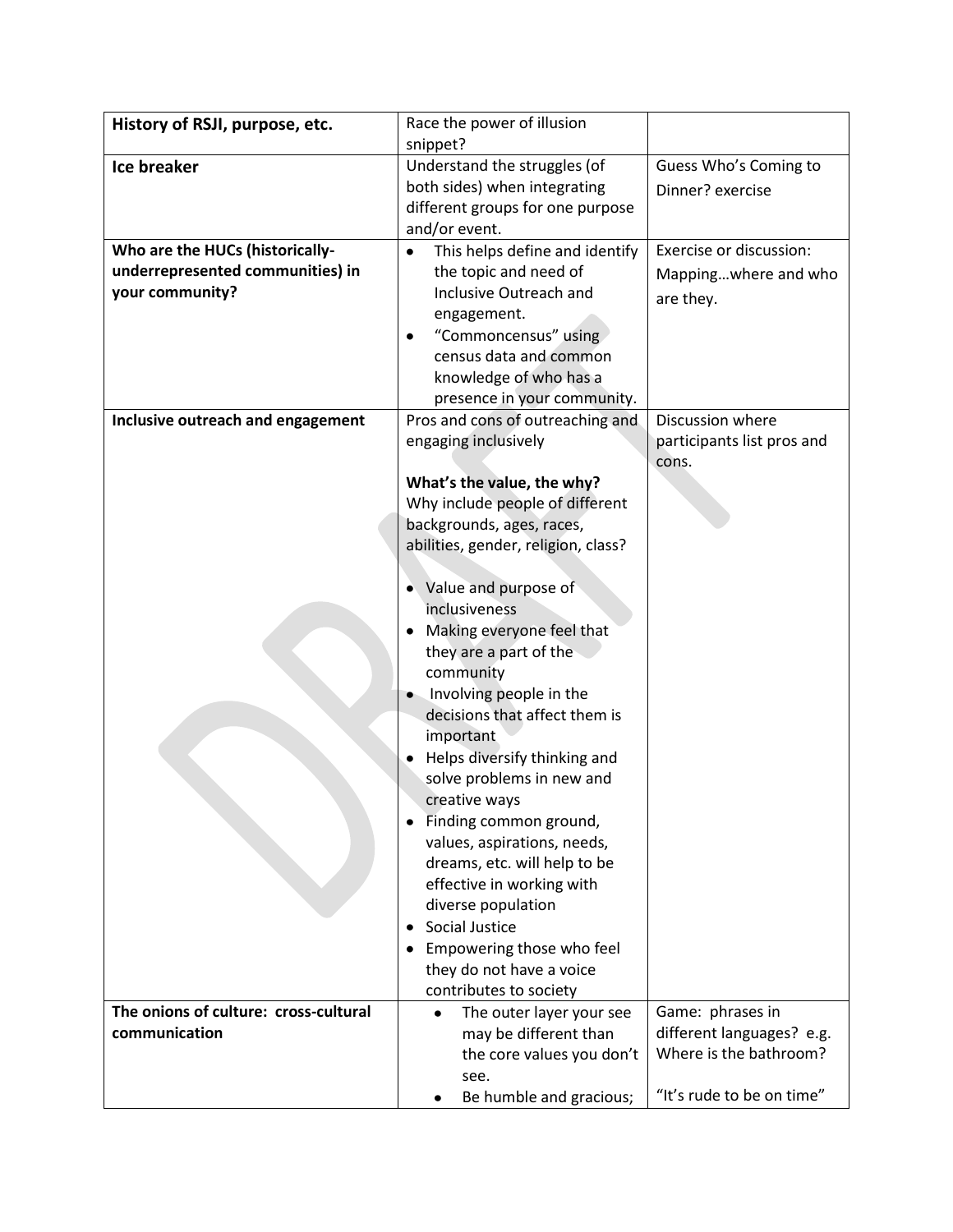| **History of RSJI, purpose, etc.** | Race the power of illusion snippet? | |
|---|---|---|
| **Ice breaker** | Understand the struggles (of both sides) when integrating different groups for one purpose and/or event. | Guess Who's Coming to Dinner? exercise |
| **Who are the HUCs (historically-underrepresented communities) in your community?** | • This helps define and identify the topic and need of Inclusive Outreach and engagement.<br>• "Commoncensus" using census data and common knowledge of who has a presence in your community. | Exercise or discussion: Mapping…where and who are they. |
| **Inclusive outreach and engagement** | Pros and cons of outreaching and engaging inclusively<br><br>**What's the value, the why?**<br>Why include people of different backgrounds, ages, races, abilities, gender, religion, class?<br><br>• Value and purpose of inclusiveness<br>• Making everyone feel that they are a part of the community<br>• Involving people in the decisions that affect them is important<br>• Helps diversify thinking and solve problems in new and creative ways<br>• Finding common ground, values, aspirations, needs, dreams, etc. will help to be effective in working with diverse population<br>• Social Justice<br>• Empowering those who feel they do not have a voice contributes to society | Discussion where participants list pros and cons. |
| **The onions of culture: cross-cultural communication** | • The outer layer your see may be different than the core values you don't see.<br>• Be humble and gracious; | Game: phrases in different languages? e.g. Where is the bathroom?<br><br>"It's rude to be on time" |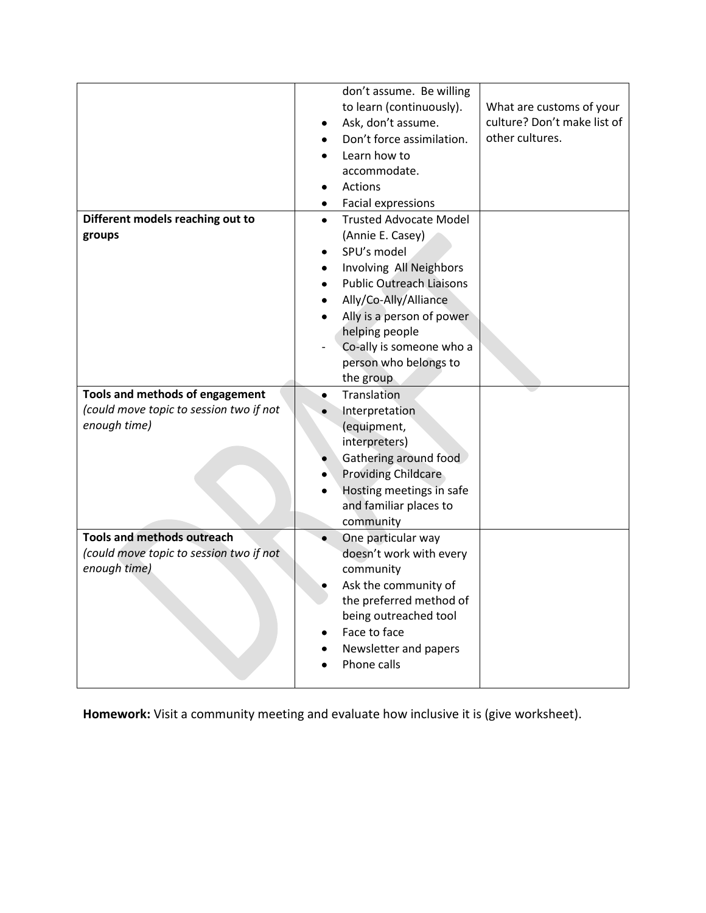| | | |
|---|---|---|
| | don't assume. Be willing to learn (continuously).<br>• Ask, don't assume.<br>• Don't force assimilation.<br>• Learn how to accommodate.<br>• Actions<br>• Facial expressions | What are customs of your culture? Don't make list of other cultures. |
| **Different models reaching out to groups** | • Trusted Advocate Model (Annie E. Casey)<br>• SPU's model<br>• Involving All Neighbors<br>• Public Outreach Liaisons<br>• Ally/Co-Ally/Alliance<br>• Ally is a person of power helping people<br>- Co-ally is someone who a person who belongs to the group | |
| **Tools and methods of engagement** *(could move topic to session two if not enough time)* | • Translation<br>• Interpretation (equipment, interpreters)<br>• Gathering around food<br>• Providing Childcare<br>• Hosting meetings in safe and familiar places to community | |
| **Tools and methods outreach** *(could move topic to session two if not enough time)* | • One particular way doesn't work with every community<br>• Ask the community of the preferred method of being outreached tool<br>• Face to face<br>• Newsletter and papers<br>• Phone calls | |

**Homework:** Visit a community meeting and evaluate how inclusive it is (give worksheet).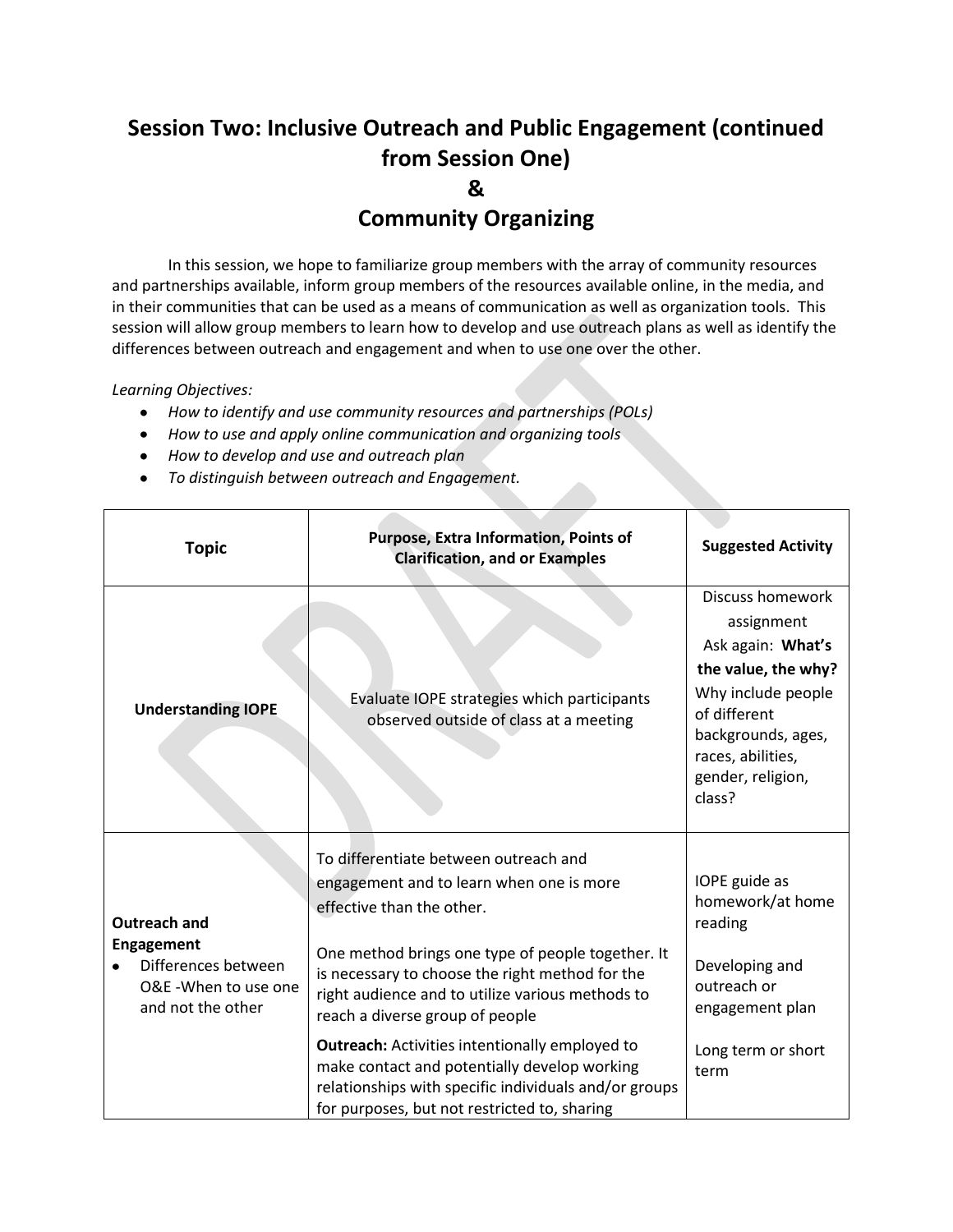# Session Two: Inclusive Outreach and Public Engagement (continued from Session One)
# &
# Community Organizing

In this session, we hope to familiarize group members with the array of community resources and partnerships available, inform group members of the resources available online, in the media, and in their communities that can be used as a means of communication as well as organization tools. This session will allow group members to learn how to develop and use outreach plans as well as identify the differences between outreach and engagement and when to use one over the other.

*Learning Objectives:*

- *How to identify and use community resources and partnerships (POLs)*
- *How to use and apply online communication and organizing tools*
- *How to develop and use and outreach plan*
- *To distinguish between outreach and Engagement.*

| Topic | Purpose, Extra Information, Points of Clarification, and or Examples | Suggested Activity |
|---|---|---|
| **Understanding IOPE** | Evaluate IOPE strategies which participants observed outside of class at a meeting | Discuss homework assignment<br>Ask again: **What's the value, the why?**<br>Why include people of different backgrounds, ages, races, abilities, gender, religion, class? |
| **Outreach and Engagement**<br>• Differences between O&E -When to use one and not the other | To differentiate between outreach and engagement and to learn when one is more effective than the other.<br><br>One method brings one type of people together. It is necessary to choose the right method for the right audience and to utilize various methods to reach a diverse group of people<br><br>**Outreach:** Activities intentionally employed to make contact and potentially develop working relationships with specific individuals and/or groups for purposes, but not restricted to, sharing | IOPE guide as homework/at home reading<br><br>Developing and outreach or engagement plan<br><br>Long term or short term |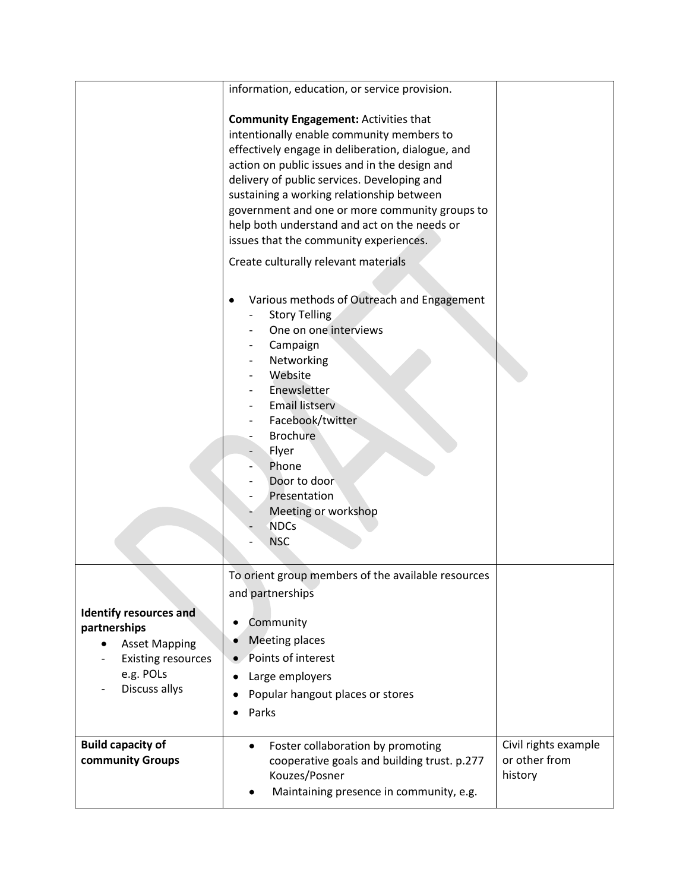| | | |
|---|---|---|
| | information, education, or service provision.<br><br>**Community Engagement:** Activities that intentionally enable community members to effectively engage in deliberation, dialogue, and action on public issues and in the design and delivery of public services. Developing and sustaining a working relationship between government and one or more community groups to help both understand and act on the needs or issues that the community experiences.<br><br>Create culturally relevant materials<br><br>• Various methods of Outreach and Engagement<br>- Story Telling<br>- One on one interviews<br>- Campaign<br>- Networking<br>- Website<br>- Enewsletter<br>- Email listserv<br>- Facebook/twitter<br>- Brochure<br>- Flyer<br>- Phone<br>- Door to door<br>- Presentation<br>- Meeting or workshop<br>- NDCs<br>- NSC | |
| **Identify resources and partnerships**<br>• Asset Mapping<br>- Existing resources e.g. POLs<br>- Discuss allys | To orient group members of the available resources and partnerships<br><br>• Community<br>• Meeting places<br>• Points of interest<br>• Large employers<br>• Popular hangout places or stores<br>• Parks | |
| **Build capacity of community Groups** | • Foster collaboration by promoting cooperative goals and building trust. p.277 Kouzes/Posner<br>• Maintaining presence in community, e.g. | Civil rights example or other from history |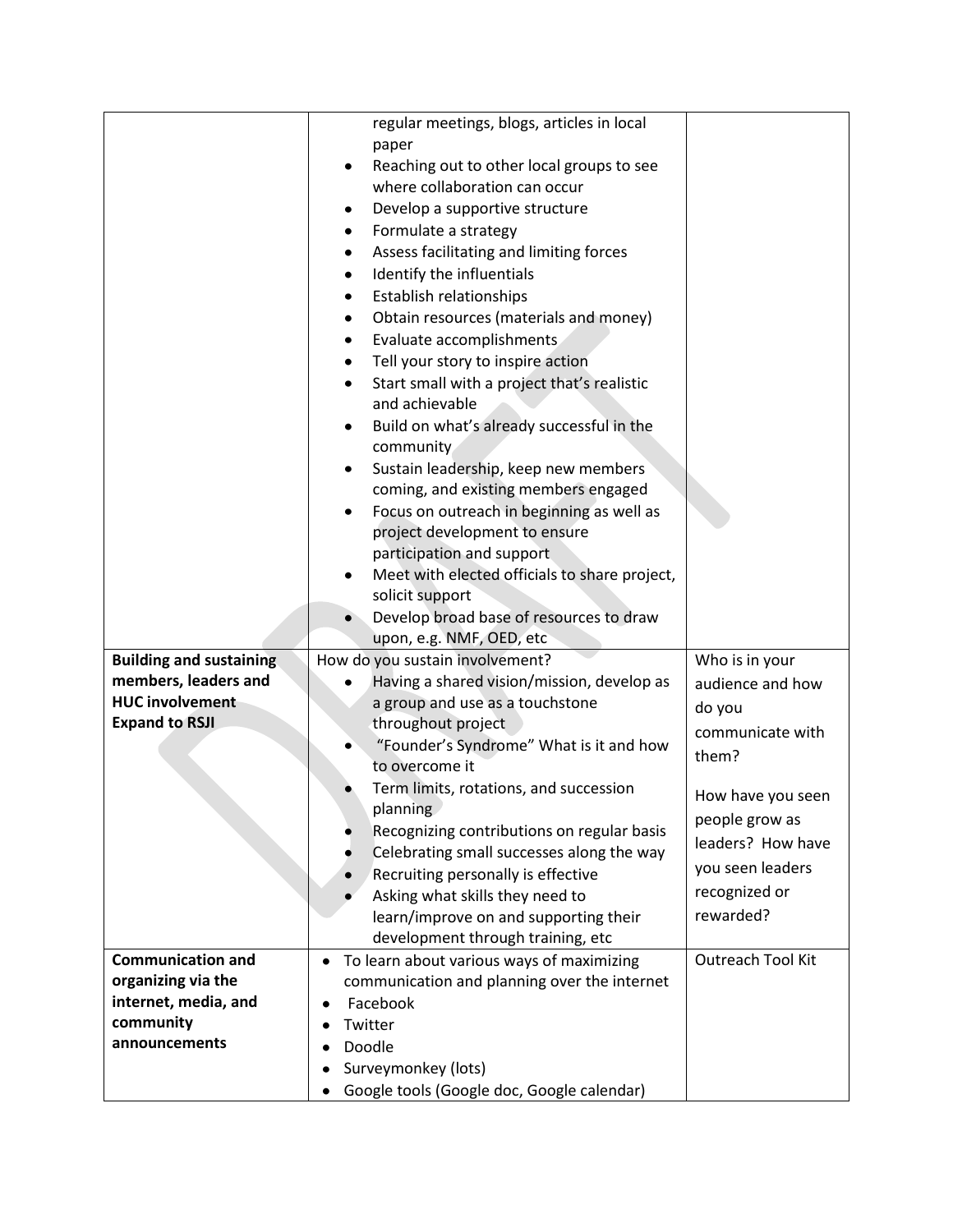| | | |
|---|---|---|
| | regular meetings, blogs, articles in local paper<br>• Reaching out to other local groups to see where collaboration can occur<br>• Develop a supportive structure<br>• Formulate a strategy<br>• Assess facilitating and limiting forces<br>• Identify the influentials<br>• Establish relationships<br>• Obtain resources (materials and money)<br>• Evaluate accomplishments<br>• Tell your story to inspire action<br>• Start small with a project that's realistic and achievable<br>• Build on what's already successful in the community<br>• Sustain leadership, keep new members coming, and existing members engaged<br>• Focus on outreach in beginning as well as project development to ensure participation and support<br>• Meet with elected officials to share project, solicit support<br>• Develop broad base of resources to draw upon, e.g. NMF, OED, etc | |
| **Building and sustaining members, leaders and HUC involvement Expand to RSJI** | How do you sustain involvement?<br>• Having a shared vision/mission, develop as a group and use as a touchstone throughout project<br>• "Founder's Syndrome" What is it and how to overcome it<br>• Term limits, rotations, and succession planning<br>• Recognizing contributions on regular basis<br>• Celebrating small successes along the way<br>• Recruiting personally is effective<br>• Asking what skills they need to learn/improve on and supporting their development through training, etc | Who is in your audience and how do you communicate with them?<br><br>How have you seen people grow as leaders? How have you seen leaders recognized or rewarded? |
| **Communication and organizing via the internet, media, and community announcements** | • To learn about various ways of maximizing communication and planning over the internet<br>• Facebook<br>• Twitter<br>• Doodle<br>• Surveymonkey (lots)<br>• Google tools (Google doc, Google calendar) | Outreach Tool Kit |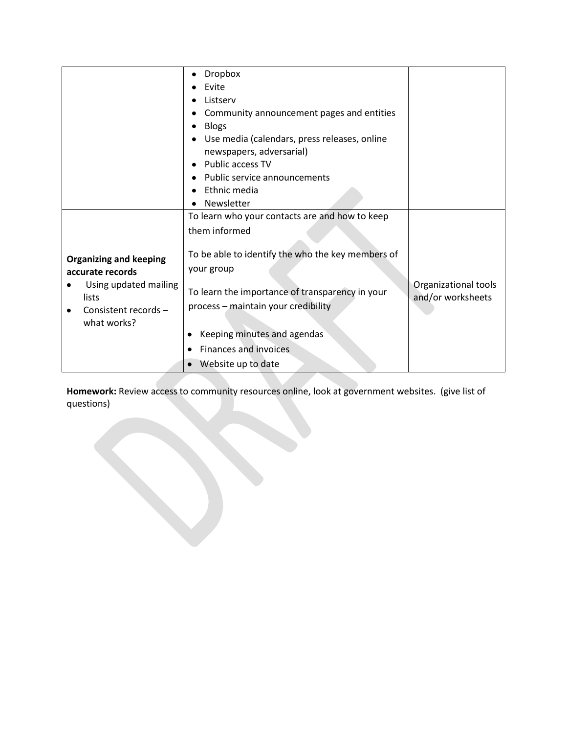| | | |
|---|---|---|
| | • Dropbox<br>• Evite<br>• Listserv<br>• Community announcement pages and entities<br>• Blogs<br>• Use media (calendars, press releases, online newspapers, adversarial)<br>• Public access TV<br>• Public service announcements<br>• Ethnic media<br>• Newsletter | |
| **Organizing and keeping accurate records**<br>• Using updated mailing lists<br>• Consistent records – what works? | To learn who your contacts are and how to keep them informed<br><br>To be able to identify the who the key members of your group<br><br>To learn the importance of transparency in your process – maintain your credibility<br><br>• Keeping minutes and agendas<br>• Finances and invoices<br>• Website up to date | Organizational tools and/or worksheets |

**Homework:** Review access to community resources online, look at government websites. (give list of questions)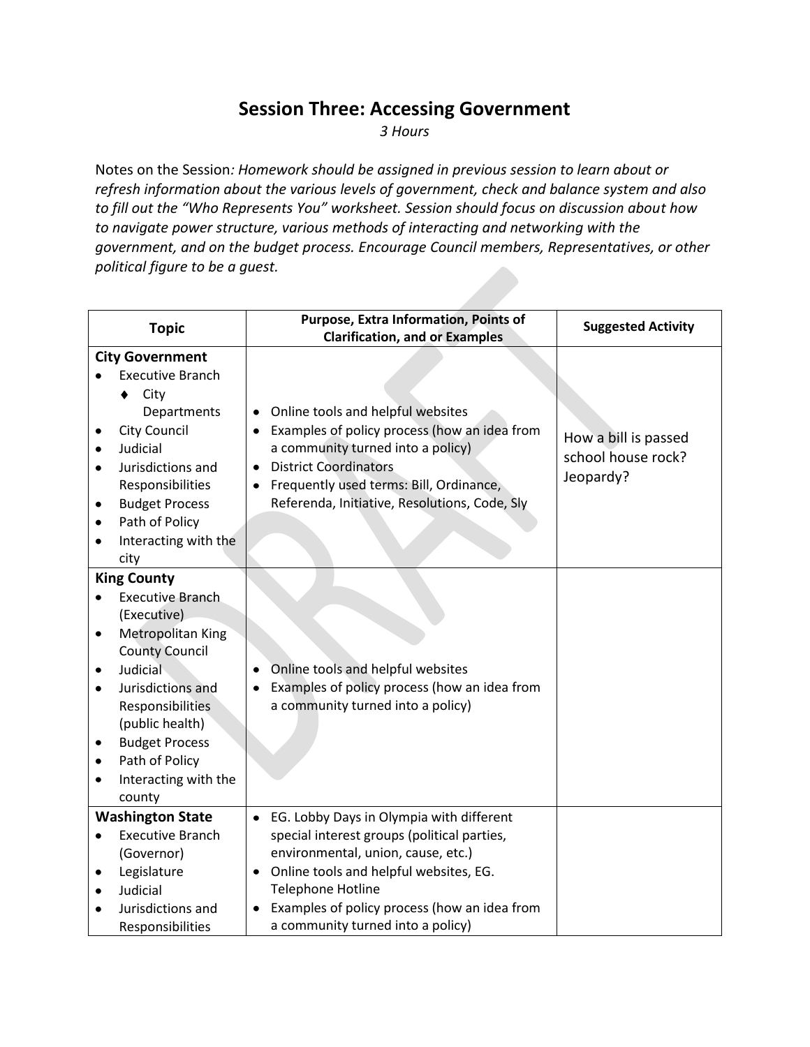# Session Three: Accessing Government

*3 Hours*

Notes on the Session*: Homework should be assigned in previous session to learn about or refresh information about the various levels of government, check and balance system and also to fill out the "Who Represents You" worksheet. Session should focus on discussion about how to navigate power structure, various methods of interacting and networking with the government, and on the budget process. Encourage Council members, Representatives, or other political figure to be a guest.*

| Topic | Purpose, Extra Information, Points of Clarification, and or Examples | Suggested Activity |
|---|---|---|
| **City Government**<br>• Executive Branch<br>&nbsp;&nbsp;♦ City Departments<br>• City Council<br>• Judicial<br>• Jurisdictions and Responsibilities<br>• Budget Process<br>• Path of Policy<br>• Interacting with the city | • Online tools and helpful websites<br>• Examples of policy process (how an idea from a community turned into a policy)<br>• District Coordinators<br>• Frequently used terms: Bill, Ordinance, Referenda, Initiative, Resolutions, Code, Sly | How a bill is passed school house rock? Jeopardy? |
| **King County**<br>• Executive Branch (Executive)<br>• Metropolitan King County Council<br>• Judicial<br>• Jurisdictions and Responsibilities (public health)<br>• Budget Process<br>• Path of Policy<br>• Interacting with the county | • Online tools and helpful websites<br>• Examples of policy process (how an idea from a community turned into a policy) | |
| **Washington State**<br>• Executive Branch (Governor)<br>• Legislature<br>• Judicial<br>• Jurisdictions and Responsibilities | • EG. Lobby Days in Olympia with different special interest groups (political parties, environmental, union, cause, etc.)<br>• Online tools and helpful websites, EG. Telephone Hotline<br>• Examples of policy process (how an idea from a community turned into a policy) | |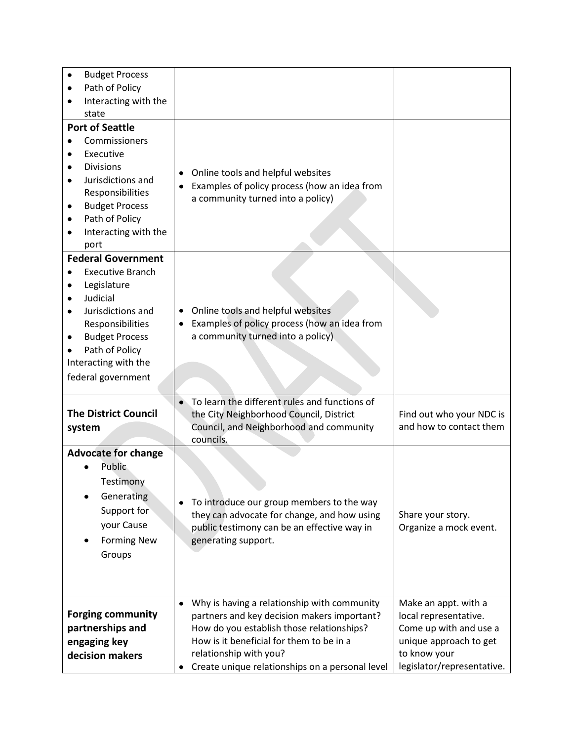| | | |
|---|---|---|
| • Budget Process<br>• Path of Policy<br>• Interacting with the state | | |
| **Port of Seattle**<br>• Commissioners<br>• Executive<br>• Divisions<br>• Jurisdictions and Responsibilities<br>• Budget Process<br>• Path of Policy<br>• Interacting with the port | • Online tools and helpful websites<br>• Examples of policy process (how an idea from a community turned into a policy) | |
| **Federal Government**<br>• Executive Branch<br>• Legislature<br>• Judicial<br>• Jurisdictions and Responsibilities<br>• Budget Process<br>• Path of Policy<br>Interacting with the federal government | • Online tools and helpful websites<br>• Examples of policy process (how an idea from a community turned into a policy) | |
| **The District Council system** | • To learn the different rules and functions of the City Neighborhood Council, District Council, and Neighborhood and community councils. | Find out who your NDC is and how to contact them |
| **Advocate for change**<br>• Public Testimony<br>• Generating Support for your Cause<br>• Forming New Groups | • To introduce our group members to the way they can advocate for change, and how using public testimony can be an effective way in generating support. | Share your story.<br>Organize a mock event. |
| **Forging community partnerships and engaging key decision makers** | • Why is having a relationship with community partners and key decision makers important? How do you establish those relationships? How is it beneficial for them to be in a relationship with you?<br>• Create unique relationships on a personal level | Make an appt. with a local representative.<br>Come up with and use a unique approach to get to know your legislator/representative. |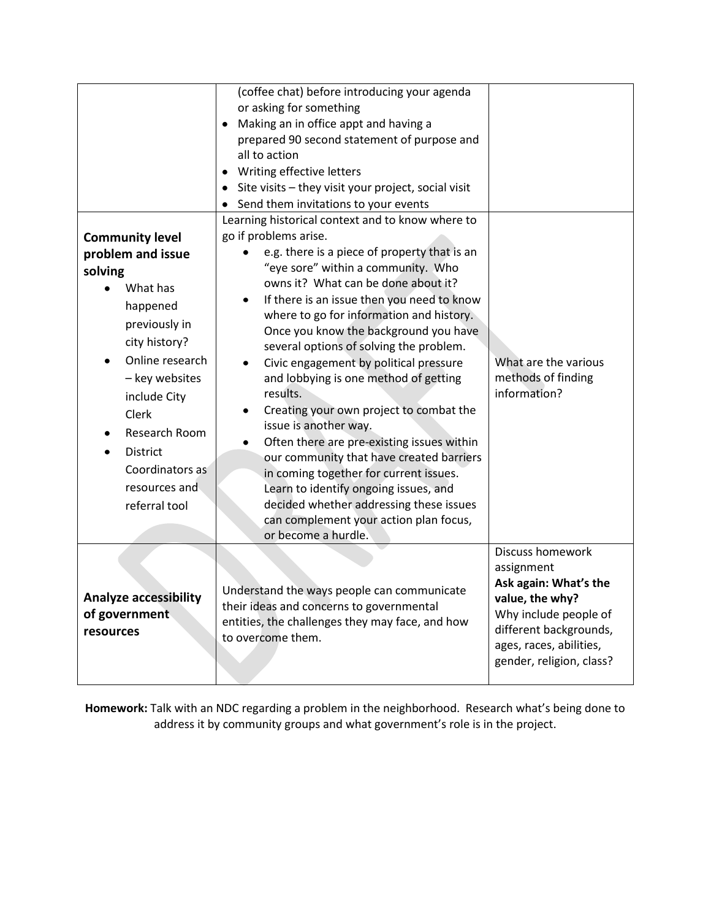| | | |
|---|---|---|
| | (coffee chat) before introducing your agenda or asking for something<br>• Making an in office appt and having a prepared 90 second statement of purpose and all to action<br>• Writing effective letters<br>• Site visits – they visit your project, social visit<br>• Send them invitations to your events | |
| **Community level problem and issue solving**<br>• What has happened previously in city history?<br>• Online research – key websites include City Clerk<br>• Research Room<br>• District Coordinators as resources and referral tool | Learning historical context and to know where to go if problems arise.<br>• e.g. there is a piece of property that is an "eye sore" within a community. Who owns it? What can be done about it?<br>• If there is an issue then you need to know where to go for information and history. Once you know the background you have several options of solving the problem.<br>• Civic engagement by political pressure and lobbying is one method of getting results.<br>• Creating your own project to combat the issue is another way.<br>• Often there are pre-existing issues within our community that have created barriers in coming together for current issues. Learn to identify ongoing issues, and decided whether addressing these issues can complement your action plan focus, or become a hurdle. | What are the various methods of finding information? |
| **Analyze accessibility of government resources** | Understand the ways people can communicate their ideas and concerns to governmental entities, the challenges they may face, and how to overcome them. | Discuss homework assignment<br>**Ask again: What's the value, the why?**<br>Why include people of different backgrounds, ages, races, abilities, gender, religion, class? |

**Homework:** Talk with an NDC regarding a problem in the neighborhood. Research what's being done to address it by community groups and what government's role is in the project.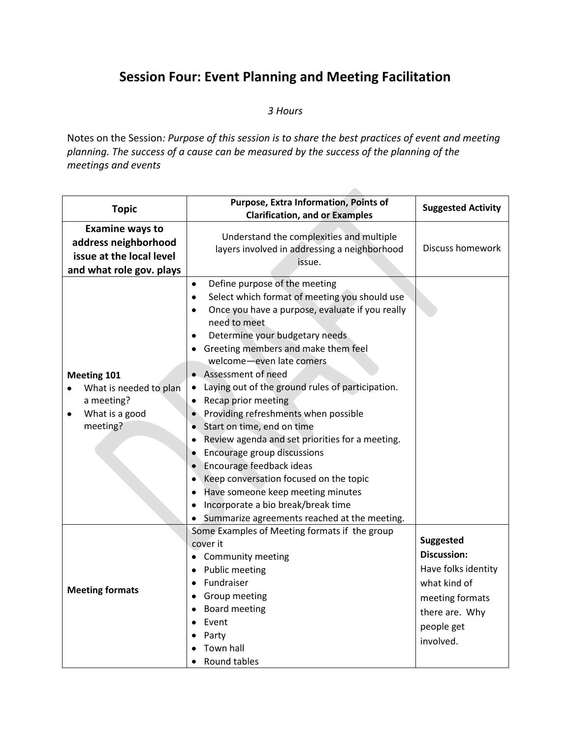# Session Four: Event Planning and Meeting Facilitation

*3 Hours*

Notes on the Session*: Purpose of this session is to share the best practices of event and meeting planning. The success of a cause can be measured by the success of the planning of the meetings and events*

| Topic | Purpose, Extra Information, Points of Clarification, and or Examples | Suggested Activity |
|---|---|---|
| **Examine ways to address neighborhood issue at the local level and what role gov. plays** | Understand the complexities and multiple layers involved in addressing a neighborhood issue. | Discuss homework |
| **Meeting 101**<br>• What is needed to plan a meeting?<br>• What is a good meeting? | • Define purpose of the meeting<br>• Select which format of meeting you should use<br>• Once you have a purpose, evaluate if you really need to meet<br>• Determine your budgetary needs<br>• Greeting members and make them feel welcome—even late comers<br>• Assessment of need<br>• Laying out of the ground rules of participation.<br>• Recap prior meeting<br>• Providing refreshments when possible<br>• Start on time, end on time<br>• Review agenda and set priorities for a meeting.<br>• Encourage group discussions<br>• Encourage feedback ideas<br>• Keep conversation focused on the topic<br>• Have someone keep meeting minutes<br>• Incorporate a bio break/break time<br>• Summarize agreements reached at the meeting. | |
| **Meeting formats** | Some Examples of Meeting formats if the group cover it<br>• Community meeting<br>• Public meeting<br>• Fundraiser<br>• Group meeting<br>• Board meeting<br>• Event<br>• Party<br>• Town hall<br>• Round tables | **Suggested Discussion:** Have folks identity what kind of meeting formats there are. Why people get involved. |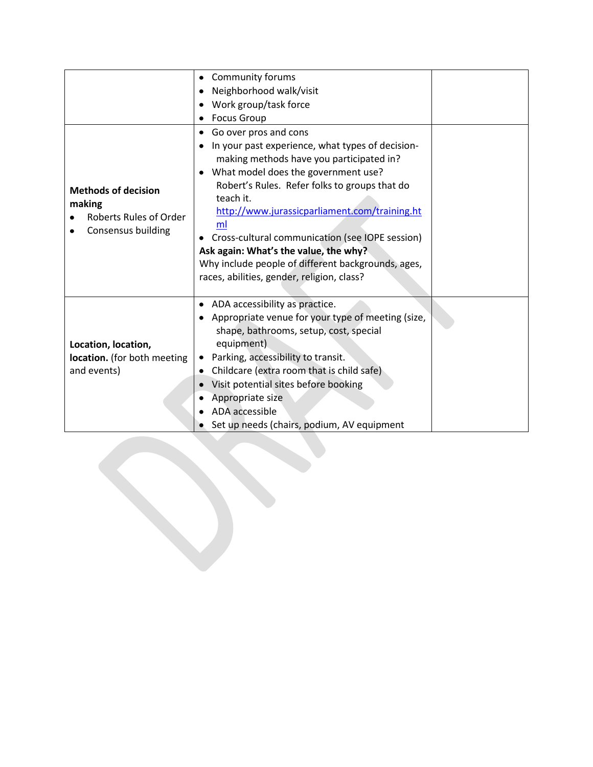| | | |
|---|---|---|
| | • Community forums<br>• Neighborhood walk/visit<br>• Work group/task force<br>• Focus Group | |
| **Methods of decision making**<br>• Roberts Rules of Order<br>• Consensus building | • Go over pros and cons<br>• In your past experience, what types of decision-making methods have you participated in?<br>• What model does the government use? Robert's Rules. Refer folks to groups that do teach it. [http://www.jurassicparliament.com/training.html](http://www.jurassicparliament.com/training.html)<br>• Cross-cultural communication (see IOPE session)<br>**Ask again: What's the value, the why?**<br>Why include people of different backgrounds, ages, races, abilities, gender, religion, class? | |
| **Location, location, location.** (for both meeting and events) | • ADA accessibility as practice.<br>• Appropriate venue for your type of meeting (size, shape, bathrooms, setup, cost, special equipment)<br>• Parking, accessibility to transit.<br>• Childcare (extra room that is child safe)<br>• Visit potential sites before booking<br>• Appropriate size<br>• ADA accessible<br>• Set up needs (chairs, podium, AV equipment | |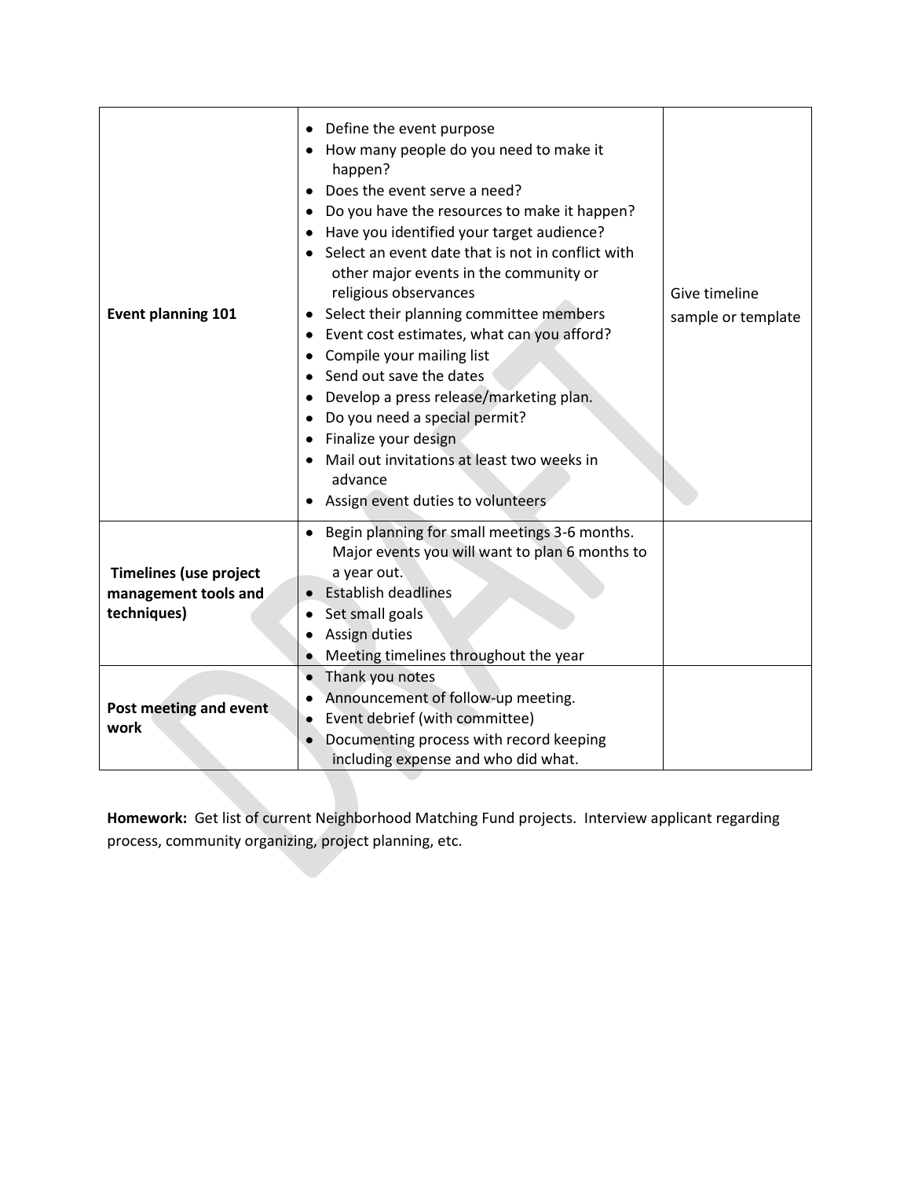| | | |
|---|---|---|
| **Event planning 101** | • Define the event purpose<br>• How many people do you need to make it happen?<br>• Does the event serve a need?<br>• Do you have the resources to make it happen?<br>• Have you identified your target audience?<br>• Select an event date that is not in conflict with other major events in the community or religious observances<br>• Select their planning committee members<br>• Event cost estimates, what can you afford?<br>• Compile your mailing list<br>• Send out save the dates<br>• Develop a press release/marketing plan.<br>• Do you need a special permit?<br>• Finalize your design<br>• Mail out invitations at least two weeks in advance<br>• Assign event duties to volunteers | Give timeline sample or template |
| **Timelines (use project management tools and techniques)** | • Begin planning for small meetings 3-6 months. Major events you will want to plan 6 months to a year out.<br>• Establish deadlines<br>• Set small goals<br>• Assign duties<br>• Meeting timelines throughout the year | |
| **Post meeting and event work** | • Thank you notes<br>• Announcement of follow-up meeting.<br>• Event debrief (with committee)<br>• Documenting process with record keeping including expense and who did what. | |

**Homework:** Get list of current Neighborhood Matching Fund projects. Interview applicant regarding process, community organizing, project planning, etc.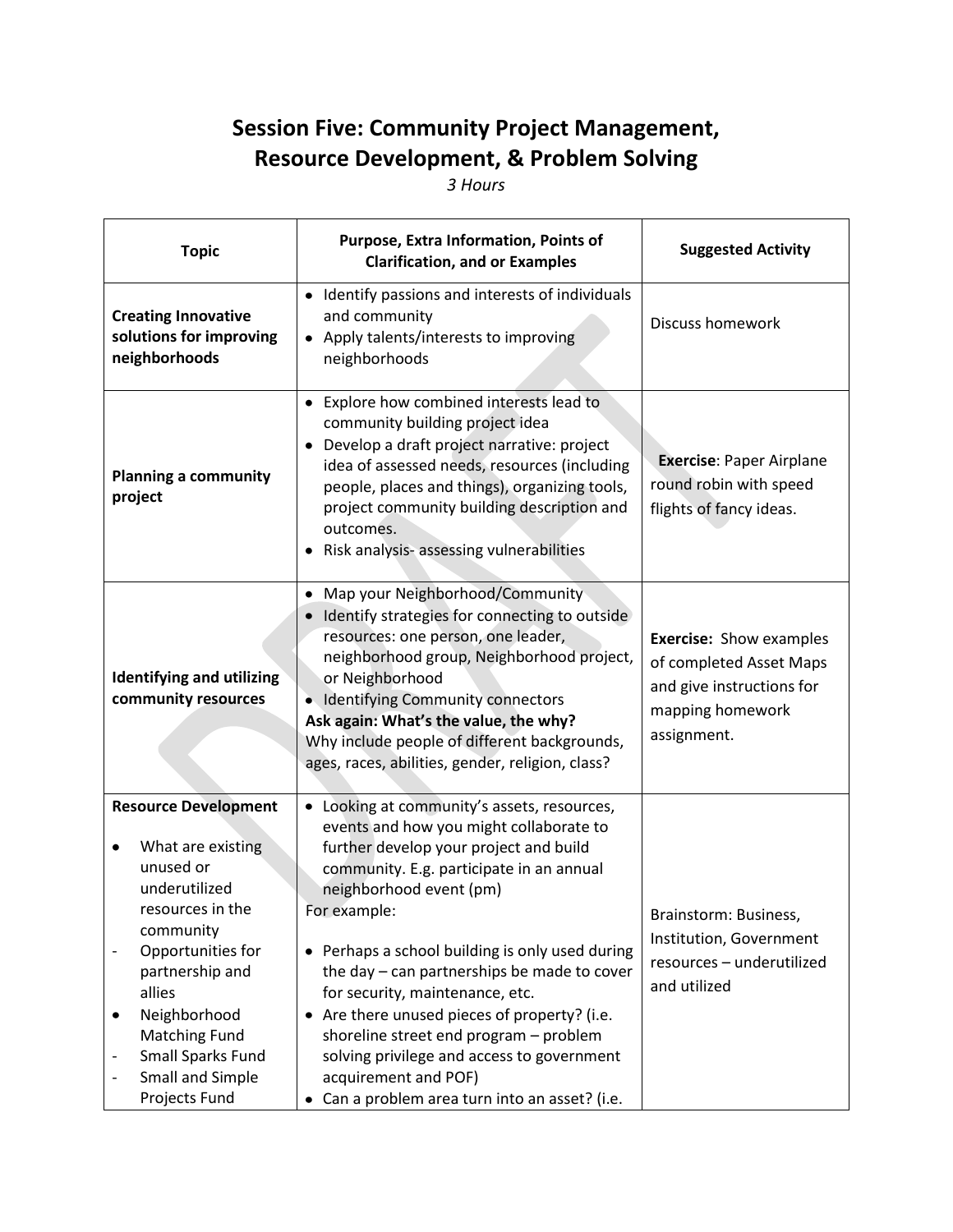# Session Five: Community Project Management, Resource Development, & Problem Solving

*3 Hours*

| Topic | Purpose, Extra Information, Points of Clarification, and or Examples | Suggested Activity |
|---|---|---|
| **Creating Innovative solutions for improving neighborhoods** | • Identify passions and interests of individuals and community<br>• Apply talents/interests to improving neighborhoods | Discuss homework |
| **Planning a community project** | • Explore how combined interests lead to community building project idea<br>• Develop a draft project narrative: project idea of assessed needs, resources (including people, places and things), organizing tools, project community building description and outcomes.<br>• Risk analysis- assessing vulnerabilities | **Exercise**: Paper Airplane round robin with speed flights of fancy ideas. |
| **Identifying and utilizing community resources** | • Map your Neighborhood/Community<br>• Identify strategies for connecting to outside resources: one person, one leader, neighborhood group, Neighborhood project, or Neighborhood<br>• Identifying Community connectors<br>**Ask again: What's the value, the why?**<br>Why include people of different backgrounds, ages, races, abilities, gender, religion, class? | **Exercise:** Show examples of completed Asset Maps and give instructions for mapping homework assignment. |
| **Resource Development**<br>• What are existing unused or underutilized resources in the community<br>- Opportunities for partnership and allies<br>• Neighborhood Matching Fund<br>- Small Sparks Fund<br>- Small and Simple Projects Fund | • Looking at community's assets, resources, events and how you might collaborate to further develop your project and build community. E.g. participate in an annual neighborhood event (pm)<br>For example:<br>• Perhaps a school building is only used during the day – can partnerships be made to cover for security, maintenance, etc.<br>• Are there unused pieces of property? (i.e. shoreline street end program – problem solving privilege and access to government acquirement and POF)<br>• Can a problem area turn into an asset? (i.e. | Brainstorm: Business, Institution, Government resources – underutilized and utilized |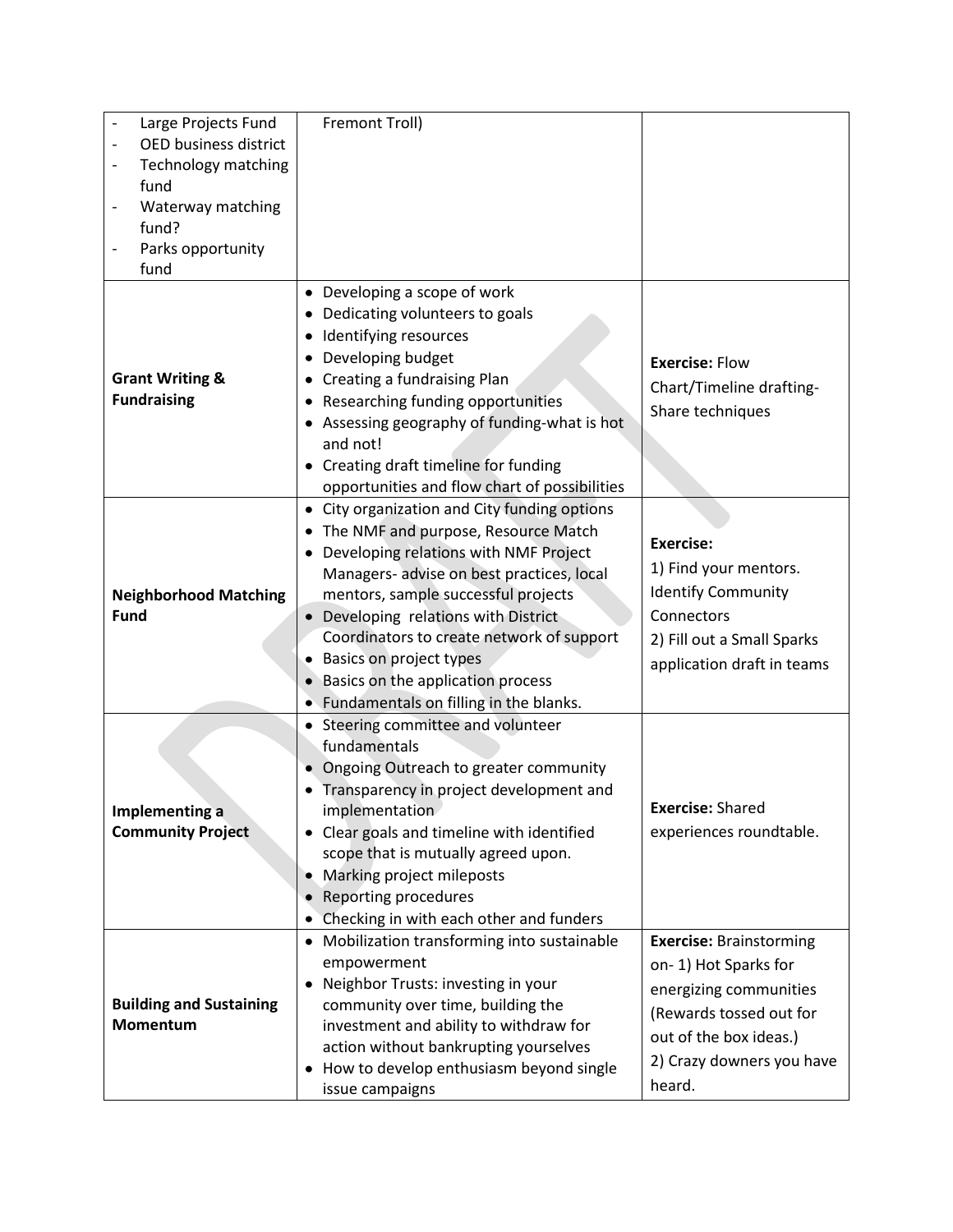| | | |
|---|---|---|
| - Large Projects Fund<br>- OED business district<br>- Technology matching fund<br>- Waterway matching fund?<br>- Parks opportunity fund | Fremont Troll) | |
| **Grant Writing & Fundraising** | • Developing a scope of work<br>• Dedicating volunteers to goals<br>• Identifying resources<br>• Developing budget<br>• Creating a fundraising Plan<br>• Researching funding opportunities<br>• Assessing geography of funding-what is hot and not!<br>• Creating draft timeline for funding opportunities and flow chart of possibilities | **Exercise:** Flow Chart/Timeline drafting-Share techniques |
| **Neighborhood Matching Fund** | • City organization and City funding options<br>• The NMF and purpose, Resource Match<br>• Developing relations with NMF Project Managers- advise on best practices, local mentors, sample successful projects<br>• Developing relations with District Coordinators to create network of support<br>• Basics on project types<br>• Basics on the application process<br>• Fundamentals on filling in the blanks. | **Exercise:**<br>1) Find your mentors. Identify Community Connectors<br>2) Fill out a Small Sparks application draft in teams |
| **Implementing a Community Project** | • Steering committee and volunteer fundamentals<br>• Ongoing Outreach to greater community<br>• Transparency in project development and implementation<br>• Clear goals and timeline with identified scope that is mutually agreed upon.<br>• Marking project mileposts<br>• Reporting procedures<br>• Checking in with each other and funders | **Exercise:** Shared experiences roundtable. |
| **Building and Sustaining Momentum** | • Mobilization transforming into sustainable empowerment<br>• Neighbor Trusts: investing in your community over time, building the investment and ability to withdraw for action without bankrupting yourselves<br>• How to develop enthusiasm beyond single issue campaigns | **Exercise:** Brainstorming on- 1) Hot Sparks for energizing communities (Rewards tossed out for out of the box ideas.)<br>2) Crazy downers you have heard. |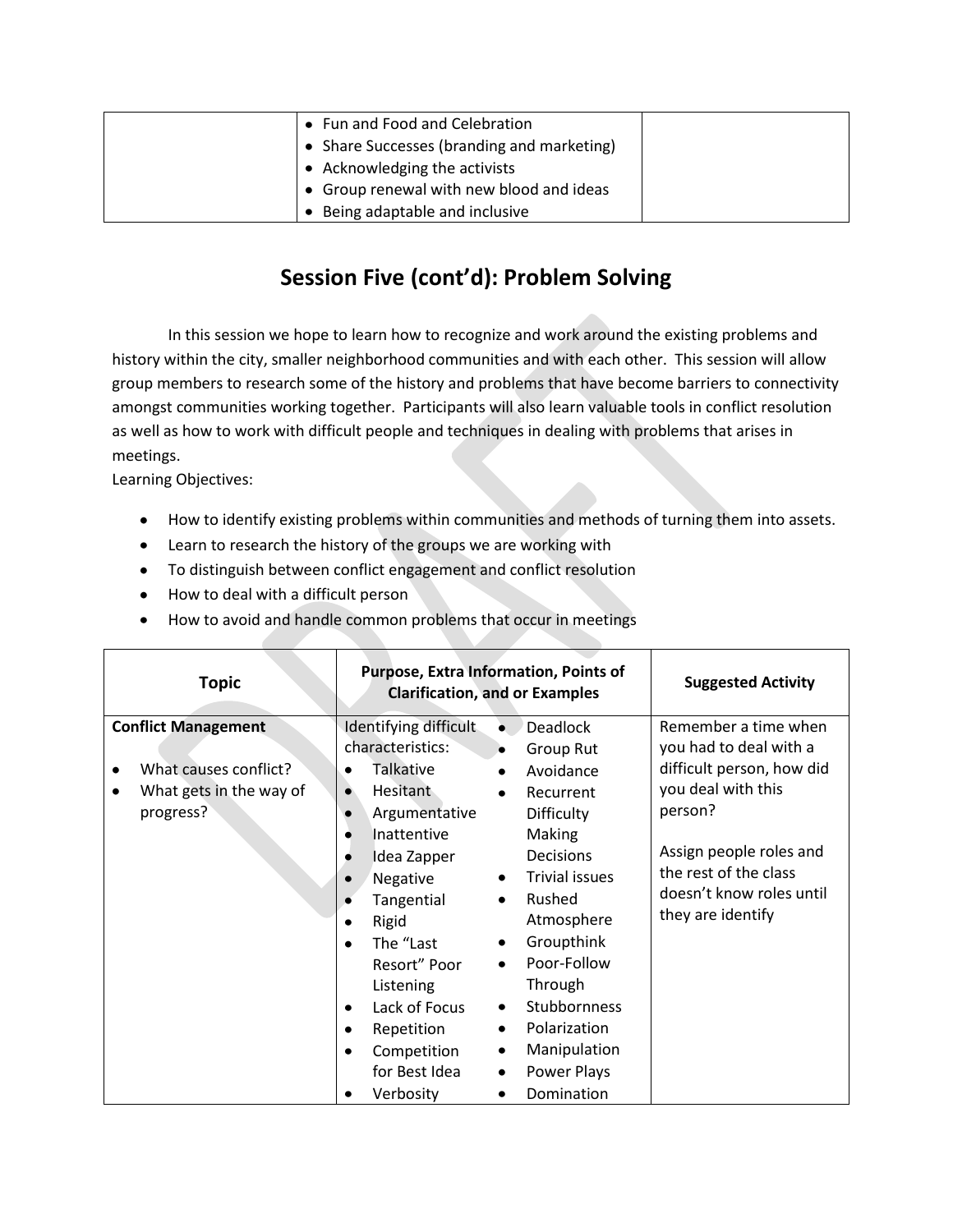| | • Fun and Food and Celebration<br>• Share Successes (branding and marketing)<br>• Acknowledging the activists<br>• Group renewal with new blood and ideas<br>• Being adaptable and inclusive | |
|---|---|---|

## Session Five (cont'd): Problem Solving

In this session we hope to learn how to recognize and work around the existing problems and history within the city, smaller neighborhood communities and with each other. This session will allow group members to research some of the history and problems that have become barriers to connectivity amongst communities working together. Participants will also learn valuable tools in conflict resolution as well as how to work with difficult people and techniques in dealing with problems that arises in meetings.

Learning Objectives:

- How to identify existing problems within communities and methods of turning them into assets.
- Learn to research the history of the groups we are working with
- To distinguish between conflict engagement and conflict resolution
- How to deal with a difficult person
- How to avoid and handle common problems that occur in meetings

| Topic | Purpose, Extra Information, Points of Clarification, and or Examples | | Suggested Activity |
|---|---|---|---|
| **Conflict Management**<br>• What causes conflict?<br>• What gets in the way of progress? | Identifying difficult characteristics:<br>• Talkative<br>• Hesitant<br>• Argumentative<br>• Inattentive<br>• Idea Zapper<br>• Negative<br>• Tangential<br>• Rigid<br>• The "Last Resort" Poor Listening<br>• Lack of Focus<br>• Repetition<br>• Competition for Best Idea<br>• Verbosity | • Deadlock<br>• Group Rut<br>• Avoidance<br>• Recurrent Difficulty Making Decisions<br>• Trivial issues<br>• Rushed Atmosphere<br>• Groupthink<br>• Poor-Follow Through<br>• Stubbornness<br>• Polarization<br>• Manipulation<br>• Power Plays<br>• Domination | Remember a time when you had to deal with a difficult person, how did you deal with this person?<br><br>Assign people roles and the rest of the class doesn't know roles until they are identify |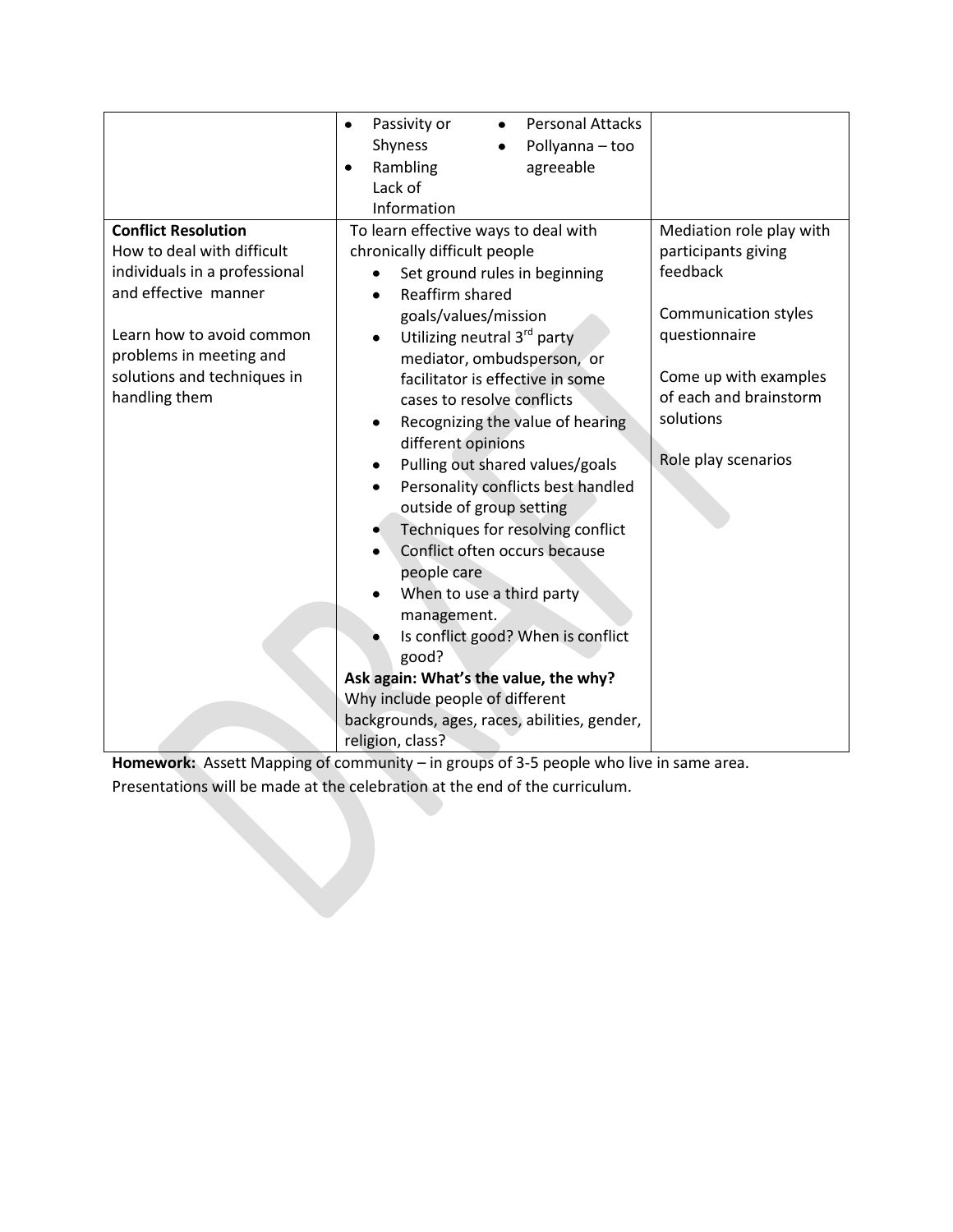| | | |
|---|---|---|
| | • Passivity or Shyness<br>• Rambling Lack of Information<br>• Personal Attacks<br>• Pollyanna – too agreeable | |
| **Conflict Resolution**<br>How to deal with difficult individuals in a professional and effective manner<br><br>Learn how to avoid common problems in meeting and solutions and techniques in handling them | To learn effective ways to deal with chronically difficult people<br>• Set ground rules in beginning<br>• Reaffirm shared goals/values/mission<br>• Utilizing neutral 3rd party mediator, ombudsperson, or facilitator is effective in some cases to resolve conflicts<br>• Recognizing the value of hearing different opinions<br>• Pulling out shared values/goals<br>• Personality conflicts best handled outside of group setting<br>• Techniques for resolving conflict<br>• Conflict often occurs because people care<br>• When to use a third party management.<br>• Is conflict good? When is conflict good?<br>**Ask again: What's the value, the why?**<br>Why include people of different backgrounds, ages, races, abilities, gender, religion, class? | Mediation role play with participants giving feedback<br><br>Communication styles questionnaire<br><br>Come up with examples of each and brainstorm solutions<br><br>Role play scenarios |

**Homework:** Assett Mapping of community – in groups of 3-5 people who live in same area. Presentations will be made at the celebration at the end of the curriculum.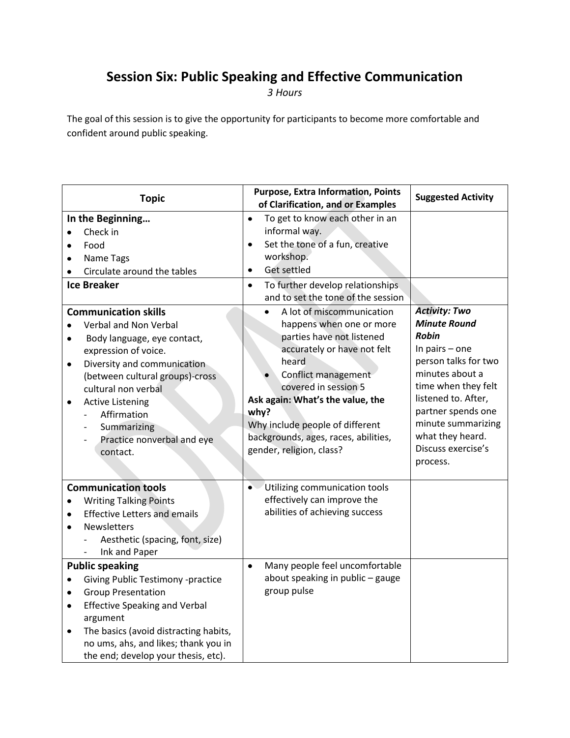# Session Six: Public Speaking and Effective Communication

*3 Hours*

The goal of this session is to give the opportunity for participants to become more comfortable and confident around public speaking.

| Topic | Purpose, Extra Information, Points of Clarification, and or Examples | Suggested Activity |
|---|---|---|
| **In the Beginning…**<br>• Check in<br>• Food<br>• Name Tags<br>• Circulate around the tables | • To get to know each other in an informal way.<br>• Set the tone of a fun, creative workshop.<br>• Get settled | |
| **Ice Breaker** | • To further develop relationships and to set the tone of the session | |
| **Communication skills**<br>• Verbal and Non Verbal<br>• Body language, eye contact, expression of voice.<br>• Diversity and communication (between cultural groups)-cross cultural non verbal<br>• Active Listening<br>  - Affirmation<br>  - Summarizing<br>  - Practice nonverbal and eye contact. | • A lot of miscommunication happens when one or more parties have not listened accurately or have not felt heard<br>• Conflict management covered in session 5<br>**Ask again: What's the value, the why?**<br>Why include people of different backgrounds, ages, races, abilities, gender, religion, class? | ***Activity: Two Minute Round Robin***<br>In pairs – one person talks for two minutes about a time when they felt listened to. After, partner spends one minute summarizing what they heard. Discuss exercise's process. |
| **Communication tools**<br>• Writing Talking Points<br>• Effective Letters and emails<br>• Newsletters<br>  - Aesthetic (spacing, font, size)<br>  - Ink and Paper | • Utilizing communication tools effectively can improve the abilities of achieving success | |
| **Public speaking**<br>• Giving Public Testimony -practice<br>• Group Presentation<br>• Effective Speaking and Verbal argument<br>• The basics (avoid distracting habits, no ums, ahs, and likes; thank you in the end; develop your thesis, etc). | • Many people feel uncomfortable about speaking in public – gauge group pulse | |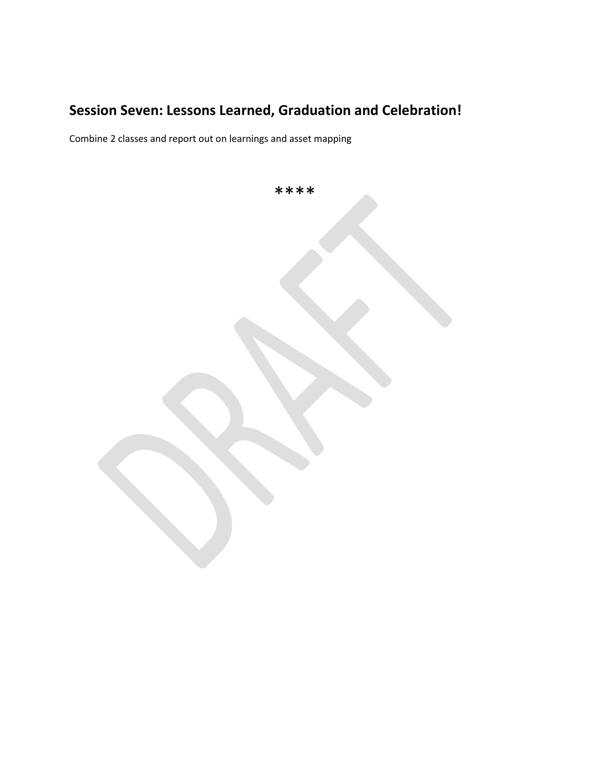## Session Seven: Lessons Learned, Graduation and Celebration!

Combine 2 classes and report out on learnings and asset mapping

****